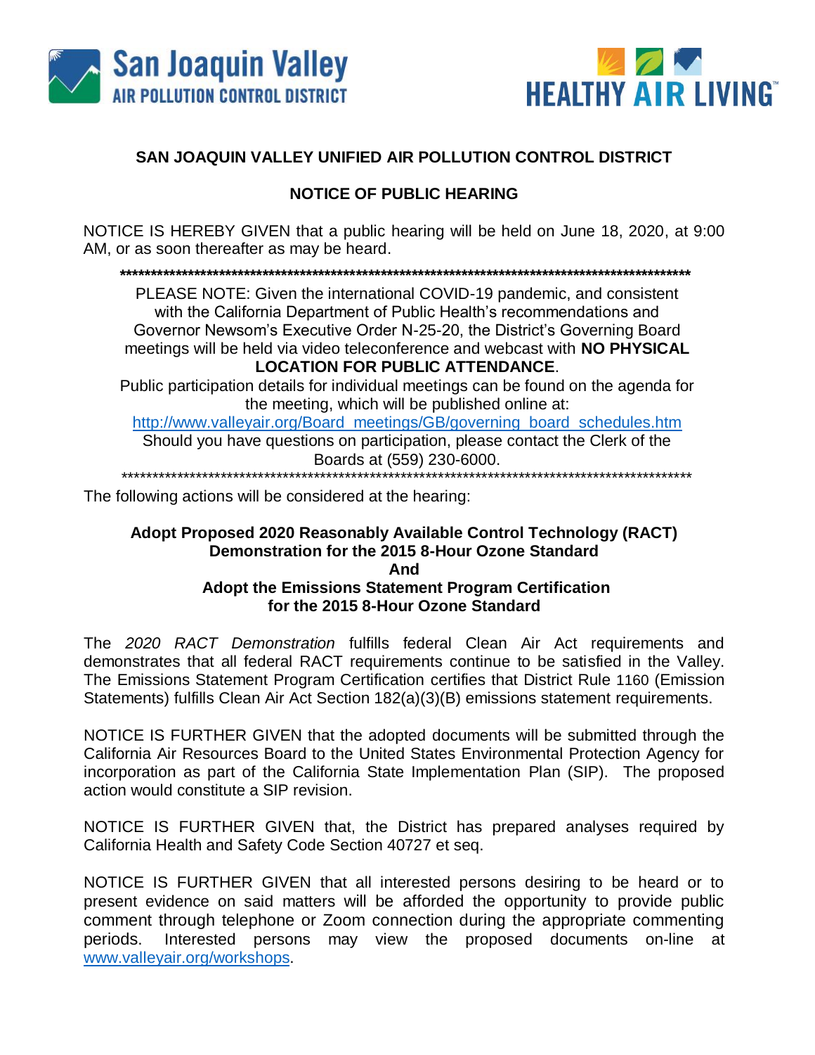**SAN JOAQUIN VALLEY UNIFIED AIR POLLUTION CONTROL DISTRICT**

**NOTICE OF PUBLIC HEARING**

NOTICE IS HEREBY GIVEN that a public hearing will be held on June 18, 2020, at 9:00 AM, or as soon thereafter as may be heard.

PLEASE NOTE: Given the international COVID-19 pandemic, and consistent with the California Department of Public Health's recommendations and Governor Newsom's Executive Order N-25-20, the District's Governing Board meetings will be held via video teleconference and webcast with **NO PHYSICAL LOCATION FOR PUBLIC ATTENDANCE**.

Public participation details for individual meetings can be found on the agenda for the meeting, which will be published online at:

[http://www.valleyair.org/Board_meetings/GB/governing_board_schedules.htm](http://www.valleyair.org/Board_meetings/GB/governing_board_schedules.htm)

Should you have questions on participation, please contact the Clerk of the Boards at (559) 230-6000.

The following actions will be considered at the hearing:

**Adopt Proposed 2020 Reasonably Available Control Technology (RACT) Demonstration for the 2015 8-Hour Ozone Standard**
**And**
**Adopt the Emissions Statement Program Certification for the 2015 8-Hour Ozone Standard**

The *2020 RACT Demonstration* fulfills federal Clean Air Act requirements and demonstrates that all federal RACT requirements continue to be satisfied in the Valley. The Emissions Statement Program Certification certifies that District Rule 1160 (Emission Statements) fulfills Clean Air Act Section 182(a)(3)(B) emissions statement requirements.

NOTICE IS FURTHER GIVEN that the adopted documents will be submitted through the California Air Resources Board to the United States Environmental Protection Agency for incorporation as part of the California State Implementation Plan (SIP). The proposed action would constitute a SIP revision.

NOTICE IS FURTHER GIVEN that, the District has prepared analyses required by California Health and Safety Code Section 40727 et seq.

NOTICE IS FURTHER GIVEN that all interested persons desiring to be heard or to present evidence on said matters will be afforded the opportunity to provide public comment through telephone or Zoom connection during the appropriate commenting periods. Interested persons may view the proposed documents on-line at [www.valleyair.org/workshops](http://www.valleyair.org/workshops).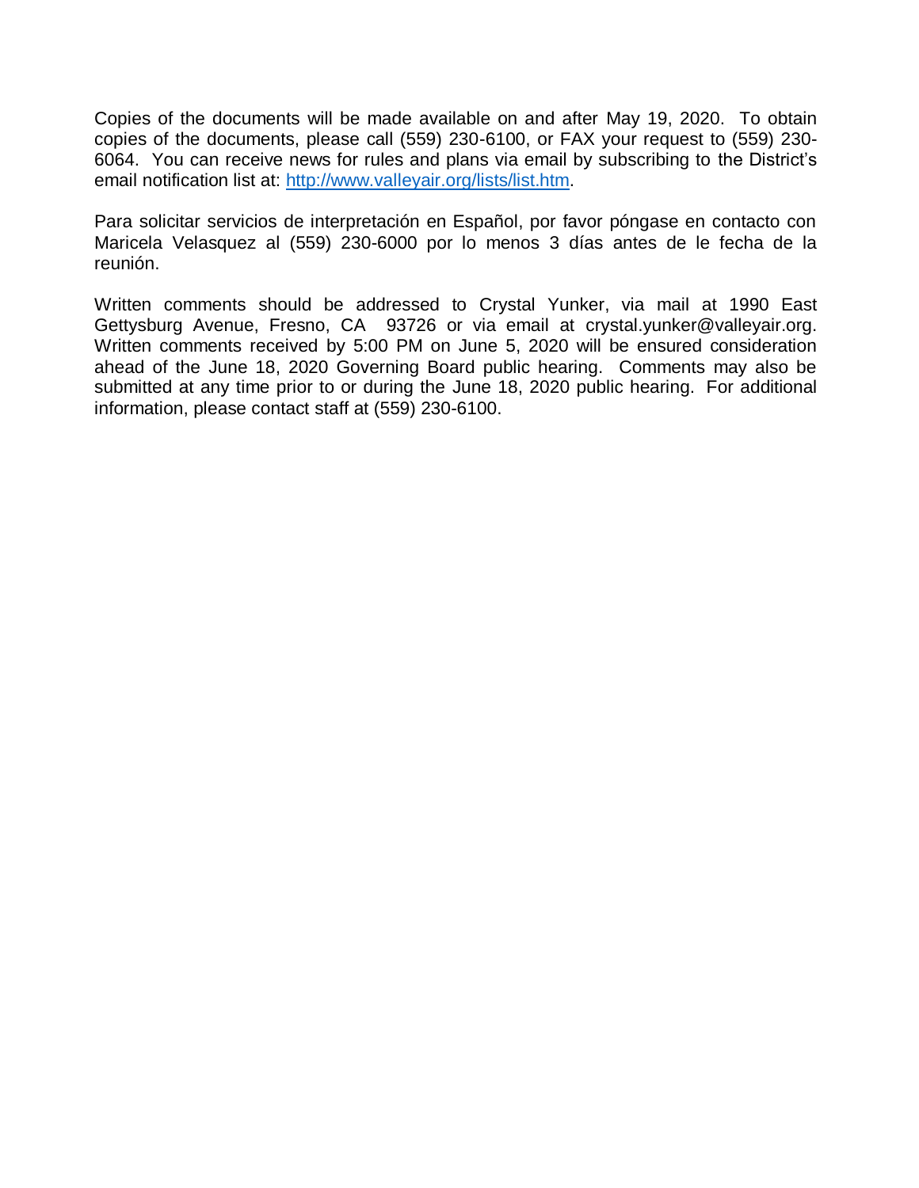Copies of the documents will be made available on and after May 19, 2020. To obtain copies of the documents, please call (559) 230-6100, or FAX your request to (559) 230-6064. You can receive news for rules and plans via email by subscribing to the District's email notification list at: [http://www.valleyair.org/lists/list.htm](http://www.valleyair.org/lists/list.htm).

Para solicitar servicios de interpretación en Español, por favor póngase en contacto con Maricela Velasquez al (559) 230-6000 por lo menos 3 días antes de le fecha de la reunión.

Written comments should be addressed to Crystal Yunker, via mail at 1990 East Gettysburg Avenue, Fresno, CA 93726 or via email at crystal.yunker@valleyair.org. Written comments received by 5:00 PM on June 5, 2020 will be ensured consideration ahead of the June 18, 2020 Governing Board public hearing. Comments may also be submitted at any time prior to or during the June 18, 2020 public hearing. For additional information, please contact staff at (559) 230-6100.